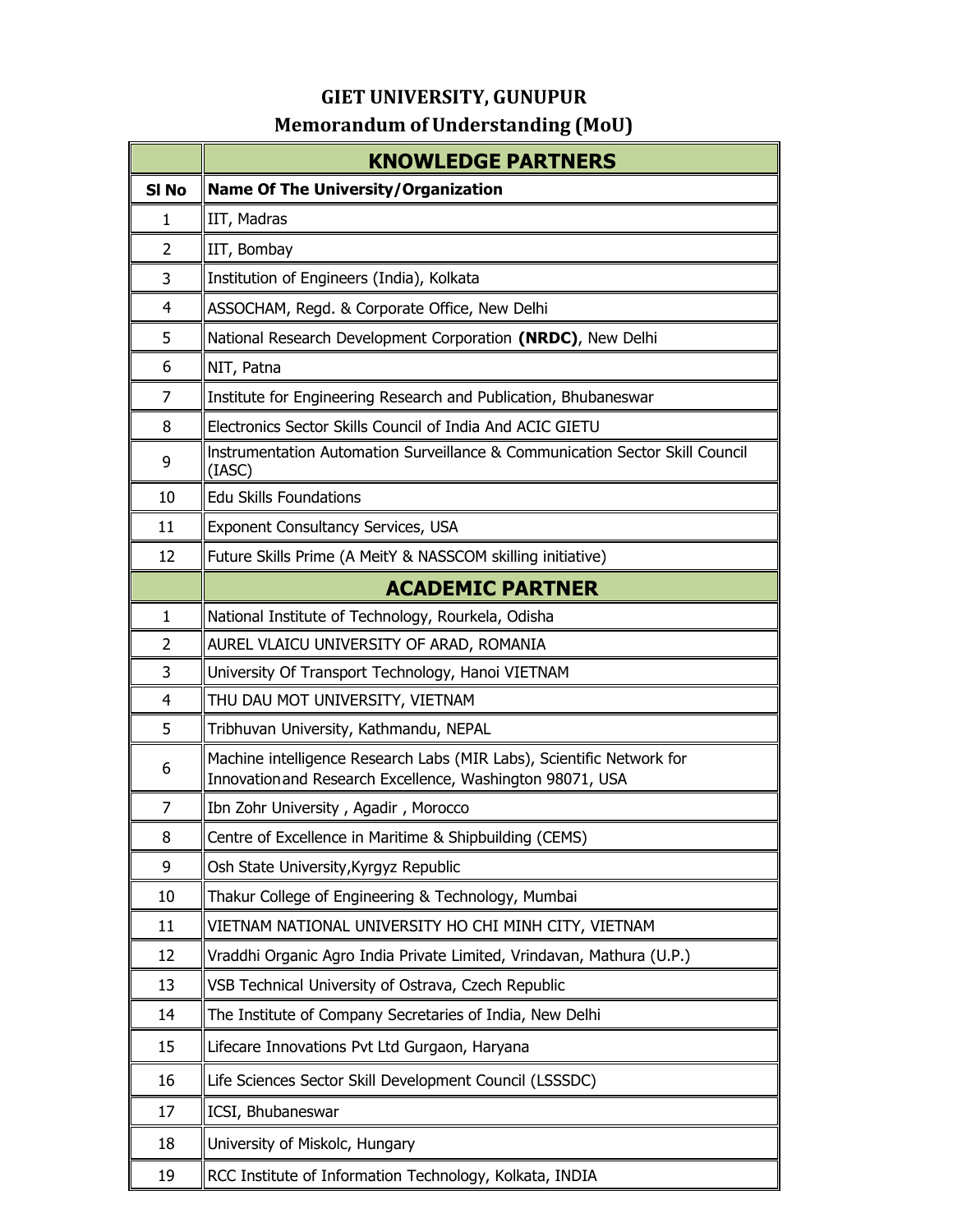# GIET UNIVERSITY, GUNUPUR

## Memorandum of Understanding (MoU)

| | **KNOWLEDGE PARTNERS** |
|---|---|
| **Sl No** | **Name Of The University/Organization** |
| 1 | IIT, Madras |
| 2 | IIT, Bombay |
| 3 | Institution of Engineers (India), Kolkata |
| 4 | ASSOCHAM, Regd. & Corporate Office, New Delhi |
| 5 | National Research Development Corporation **(NRDC)**, New Delhi |
| 6 | NIT, Patna |
| 7 | Institute for Engineering Research and Publication, Bhubaneswar |
| 8 | Electronics Sector Skills Council of India And ACIC GIETU |
| 9 | Instrumentation Automation Surveillance & Communication Sector Skill Council (IASC) |
| 10 | Edu Skills Foundations |
| 11 | Exponent Consultancy Services, USA |
| 12 | Future Skills Prime (A MeitY & NASSCOM skilling initiative) |
| | **ACADEMIC PARTNER** |
| 1 | National Institute of Technology, Rourkela, Odisha |
| 2 | AUREL VLAICU UNIVERSITY OF ARAD, ROMANIA |
| 3 | University Of Transport Technology, Hanoi VIETNAM |
| 4 | THU DAU MOT UNIVERSITY, VIETNAM |
| 5 | Tribhuvan University, Kathmandu, NEPAL |
| 6 | Machine intelligence Research Labs (MIR Labs), Scientific Network for Innovation and Research Excellence, Washington 98071, USA |
| 7 | Ibn Zohr University , Agadir , Morocco |
| 8 | Centre of Excellence in Maritime & Shipbuilding (CEMS) |
| 9 | Osh State University,Kyrgyz Republic |
| 10 | Thakur College of Engineering & Technology, Mumbai |
| 11 | VIETNAM NATIONAL UNIVERSITY HO CHI MINH CITY, VIETNAM |
| 12 | Vraddhi Organic Agro India Private Limited, Vrindavan, Mathura (U.P.) |
| 13 | VSB Technical University of Ostrava, Czech Republic |
| 14 | The Institute of Company Secretaries of India, New Delhi |
| 15 | Lifecare Innovations Pvt Ltd Gurgaon, Haryana |
| 16 | Life Sciences Sector Skill Development Council (LSSSDC) |
| 17 | ICSI, Bhubaneswar |
| 18 | University of Miskolc, Hungary |
| 19 | RCC Institute of Information Technology, Kolkata, INDIA |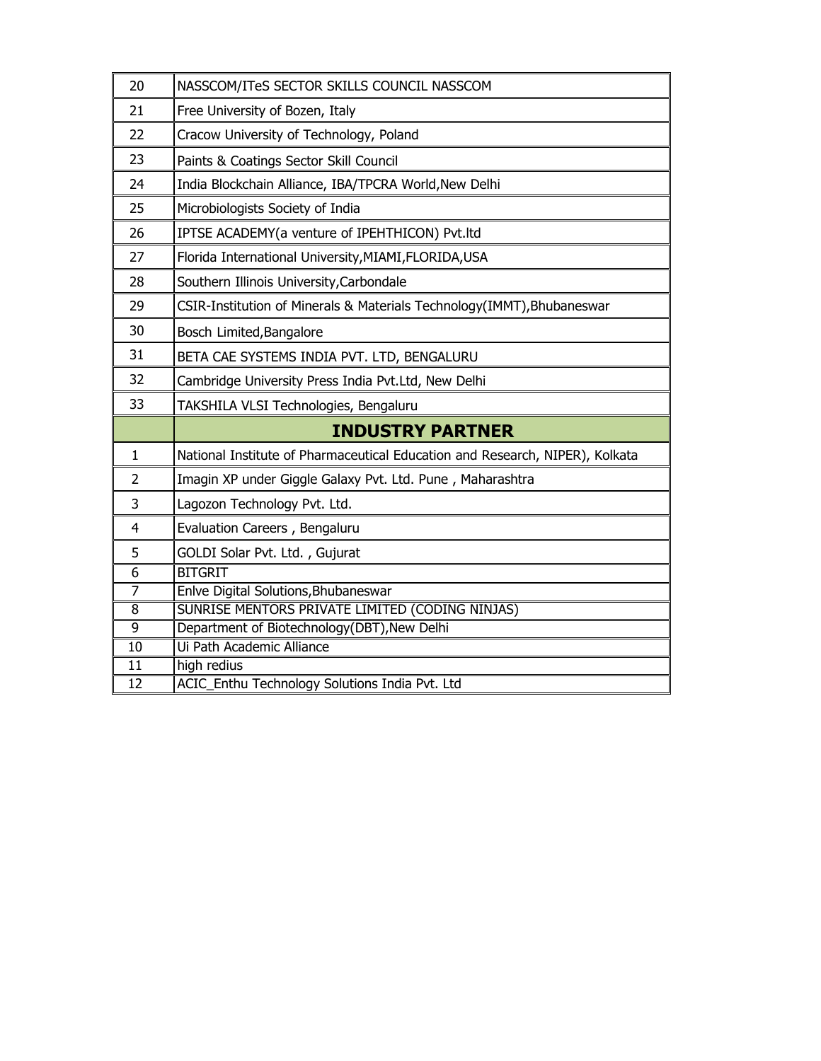| | |
|---|---|
| 20 | NASSCOM/ITeS SECTOR SKILLS COUNCIL NASSCOM |
| 21 | Free University of Bozen, Italy |
| 22 | Cracow University of Technology, Poland |
| 23 | Paints & Coatings Sector Skill Council |
| 24 | India Blockchain Alliance, IBA/TPCRA World,New Delhi |
| 25 | Microbiologists Society of India |
| 26 | IPTSE ACADEMY(a venture of IPEHTHICON) Pvt.ltd |
| 27 | Florida International University,MIAMI,FLORIDA,USA |
| 28 | Southern Illinois University,Carbondale |
| 29 | CSIR-Institution of Minerals & Materials Technology(IMMT),Bhubaneswar |
| 30 | Bosch Limited,Bangalore |
| 31 | BETA CAE SYSTEMS INDIA PVT. LTD, BENGALURU |
| 32 | Cambridge University Press India Pvt.Ltd, New Delhi |
| 33 | TAKSHILA VLSI Technologies, Bengaluru |
| | **INDUSTRY PARTNER** |
| 1 | National Institute of Pharmaceutical Education and Research, NIPER), Kolkata |
| 2 | Imagin XP under Giggle Galaxy Pvt. Ltd. Pune , Maharashtra |
| 3 | Lagozon Technology Pvt. Ltd. |
| 4 | Evaluation Careers , Bengaluru |
| 5 | GOLDI Solar Pvt. Ltd. , Gujurat |
| 6 | BITGRIT |
| 7 | Enlve Digital Solutions,Bhubaneswar |
| 8 | SUNRISE MENTORS PRIVATE LIMITED (CODING NINJAS) |
| 9 | Department of Biotechnology(DBT),New Delhi |
| 10 | Ui Path Academic Alliance |
| 11 | high redius |
| 12 | ACIC_Enthu Technology Solutions India Pvt. Ltd |